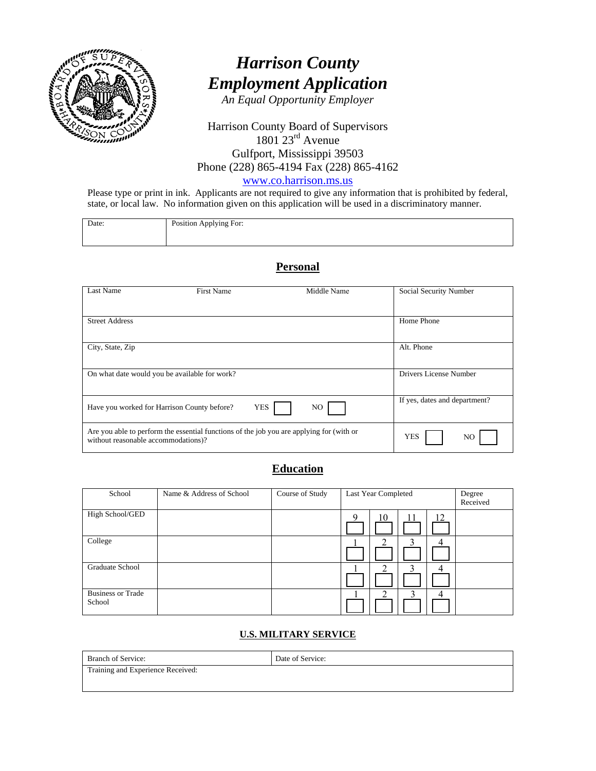# *Harrison County Employment Application*

*An Equal Opportunity Employer*

Harrison County Board of Supervisors
1801 23rd Avenue
Gulfport, Mississippi 39503
Phone (228) 865-4194 Fax (228) 865-4162
www.co.harrison.ms.us

Please type or print in ink. Applicants are not required to give any information that is prohibited by federal, state, or local law. No information given on this application will be used in a discriminatory manner.

| Date: | Position Applying For: |
|---|---|
| | |

## Personal

| Last Name | First Name | Middle Name | Social Security Number |
|---|---|---|---|
| Street Address | | | Home Phone |
| City, State, Zip | | | Alt. Phone |
| On what date would you be available for work? | | | Drivers License Number |
| Have you worked for Harrison County before? YES ☐ NO ☐ | | | If yes, dates and department? |
| Are you able to perform the essential functions of the job you are applying for (with or without reasonable accommodations)? | | | YES ☐ NO ☐ |

## Education

| School | Name & Address of School | Course of Study | Last Year Completed | | | | Degree Received |
|---|---|---|---|---|---|---|---|
| High School/GED | | | 9 ☐ | 10 ☐ | 11 ☐ | 12 ☐ | |
| College | | | 1 ☐ | 2 ☐ | 3 ☐ | 4 ☐ | |
| Graduate School | | | 1 ☐ | 2 ☐ | 3 ☐ | 4 ☐ | |
| Business or Trade School | | | 1 ☐ | 2 ☐ | 3 ☐ | 4 ☐ | |

### U.S. MILITARY SERVICE

| Branch of Service: | Date of Service: |
|---|---|
| Training and Experience Received: | |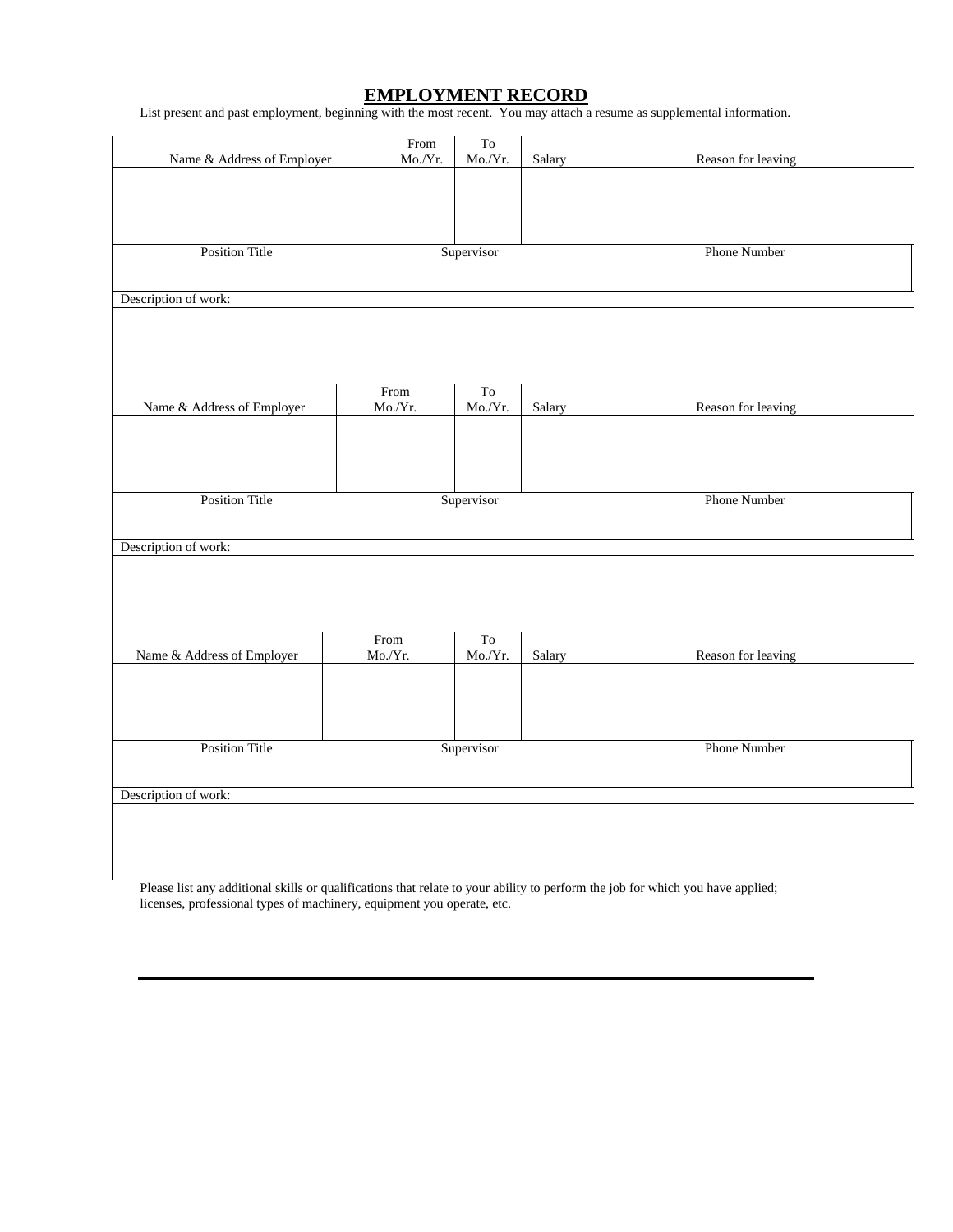# EMPLOYMENT RECORD

List present and past employment, beginning with the most recent. You may attach a resume as supplemental information.

| Name & Address of Employer | From Mo./Yr. | To Mo./Yr. | Salary | Reason for leaving |
|---|---|---|---|---|
| | | | | |

| Position Title | Supervisor | Phone Number |
|---|---|---|
| | | |

Description of work:

| Name & Address of Employer | From Mo./Yr. | To Mo./Yr. | Salary | Reason for leaving |
|---|---|---|---|---|
| | | | | |

| Position Title | Supervisor | Phone Number |
|---|---|---|
| | | |

Description of work:

| Name & Address of Employer | From Mo./Yr. | To Mo./Yr. | Salary | Reason for leaving |
|---|---|---|---|---|
| | | | | |

| Position Title | Supervisor | Phone Number |
|---|---|---|
| | | |

Description of work:

Please list any additional skills or qualifications that relate to your ability to perform the job for which you have applied; licenses, professional types of machinery, equipment you operate, etc.

___________________________________________________________________________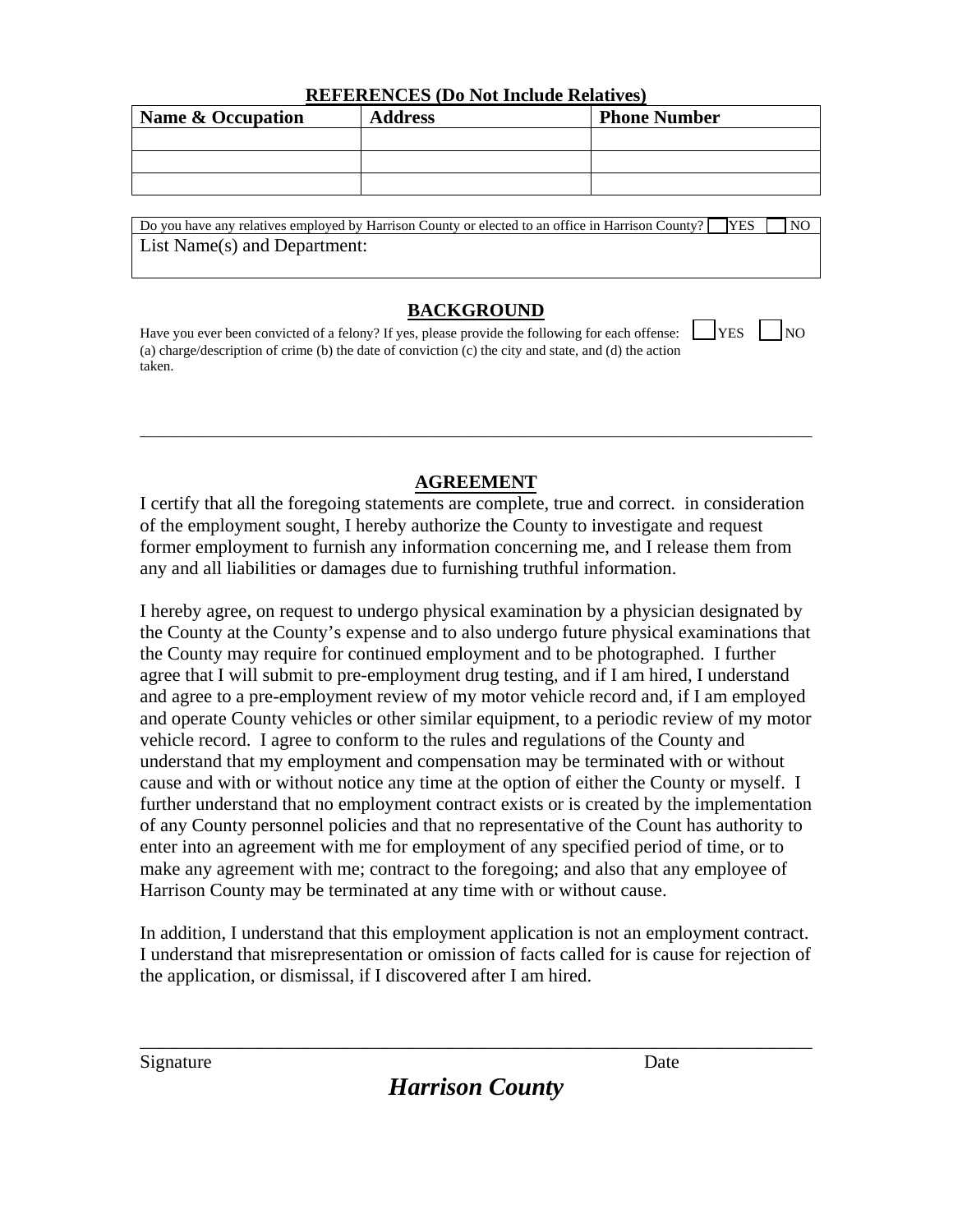## REFERENCES (Do Not Include Relatives)

| Name & Occupation | Address | Phone Number |
| --- | --- | --- |
| | | |
| | | |
| | | |

| Do you have any relatives employed by Harrison County or elected to an office in Harrison County? ☐ YES ☐ NO |
| --- |
| List Name(s) and Department: |

## BACKGROUND

Have you ever been convicted of a felony? If yes, please provide the following for each offense: (a) charge/description of crime (b) the date of conviction (c) the city and state, and (d) the action taken. ☐ YES ☐ NO

___

## AGREEMENT

I certify that all the foregoing statements are complete, true and correct. in consideration of the employment sought, I hereby authorize the County to investigate and request former employment to furnish any information concerning me, and I release them from any and all liabilities or damages due to furnishing truthful information.

I hereby agree, on request to undergo physical examination by a physician designated by the County at the County's expense and to also undergo future physical examinations that the County may require for continued employment and to be photographed. I further agree that I will submit to pre-employment drug testing, and if I am hired, I understand and agree to a pre-employment review of my motor vehicle record and, if I am employed and operate County vehicles or other similar equipment, to a periodic review of my motor vehicle record. I agree to conform to the rules and regulations of the County and understand that my employment and compensation may be terminated with or without cause and with or without notice any time at the option of either the County or myself. I further understand that no employment contract exists or is created by the implementation of any County personnel policies and that no representative of the Count has authority to enter into an agreement with me for employment of any specified period of time, or to make any agreement with me; contract to the foregoing; and also that any employee of Harrison County may be terminated at any time with or without cause.

In addition, I understand that this employment application is not an employment contract. I understand that misrepresentation or omission of facts called for is cause for rejection of the application, or dismissal, if I discovered after I am hired.

___

Signature                                                                                    Date

***Harrison County***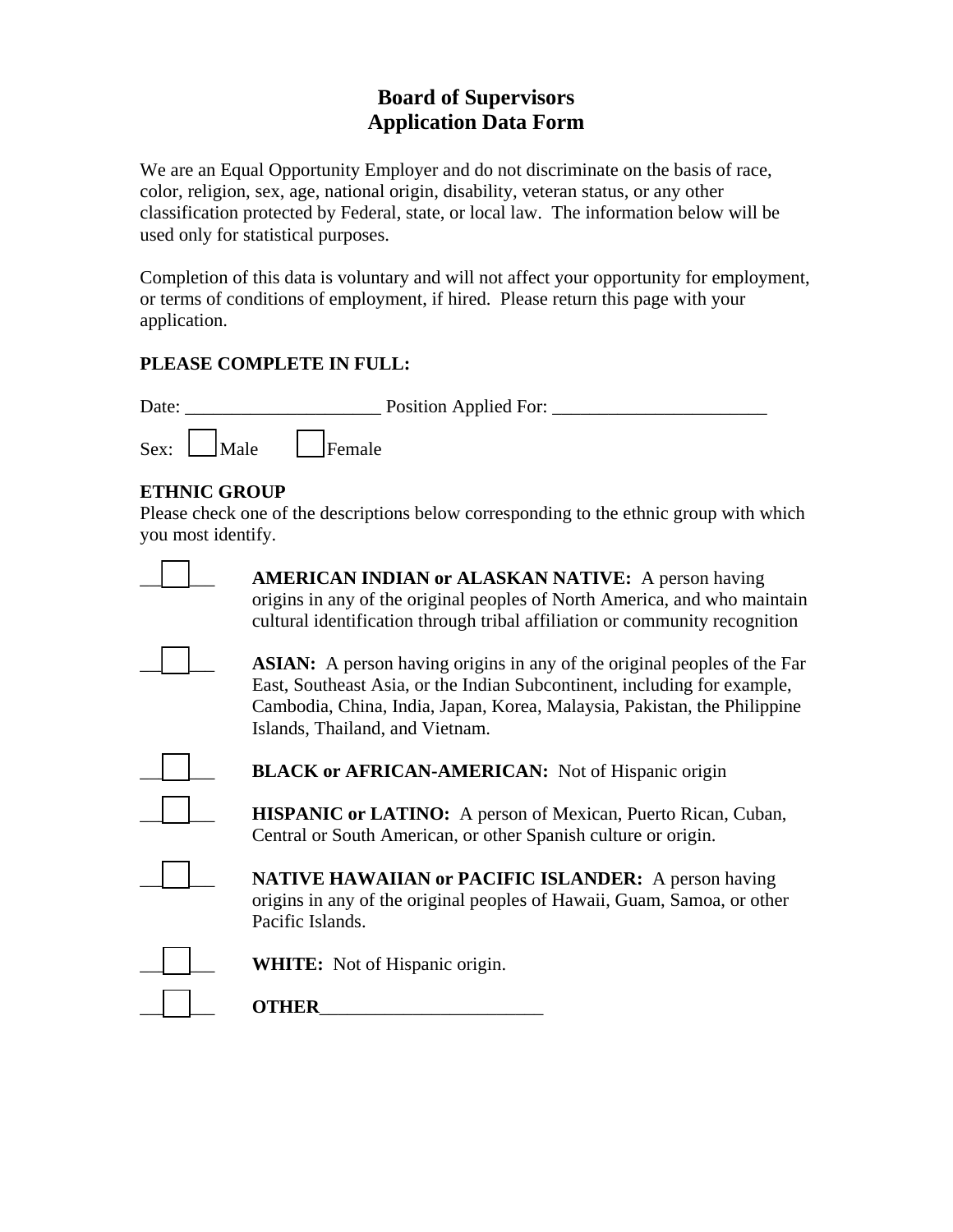# Board of Supervisors
# Application Data Form

We are an Equal Opportunity Employer and do not discriminate on the basis of race, color, religion, sex, age, national origin, disability, veteran status, or any other classification protected by Federal, state, or local law. The information below will be used only for statistical purposes.

Completion of this data is voluntary and will not affect your opportunity for employment, or terms of conditions of employment, if hired. Please return this page with your application.

**PLEASE COMPLETE IN FULL:**

Date: ____________________ Position Applied For: ______________________

Sex: ☐ Male ☐ Female

**ETHNIC GROUP**

Please check one of the descriptions below corresponding to the ethnic group with which you most identify.

☐ **AMERICAN INDIAN or ALASKAN NATIVE:** A person having origins in any of the original peoples of North America, and who maintain cultural identification through tribal affiliation or community recognition

☐ **ASIAN:** A person having origins in any of the original peoples of the Far East, Southeast Asia, or the Indian Subcontinent, including for example, Cambodia, China, India, Japan, Korea, Malaysia, Pakistan, the Philippine Islands, Thailand, and Vietnam.

☐ **BLACK or AFRICAN-AMERICAN:** Not of Hispanic origin

☐ **HISPANIC or LATINO:** A person of Mexican, Puerto Rican, Cuban, Central or South American, or other Spanish culture or origin.

☐ **NATIVE HAWAIIAN or PACIFIC ISLANDER:** A person having origins in any of the original peoples of Hawaii, Guam, Samoa, or other Pacific Islands.

☐ **WHITE:** Not of Hispanic origin.

☐ **OTHER**______________________